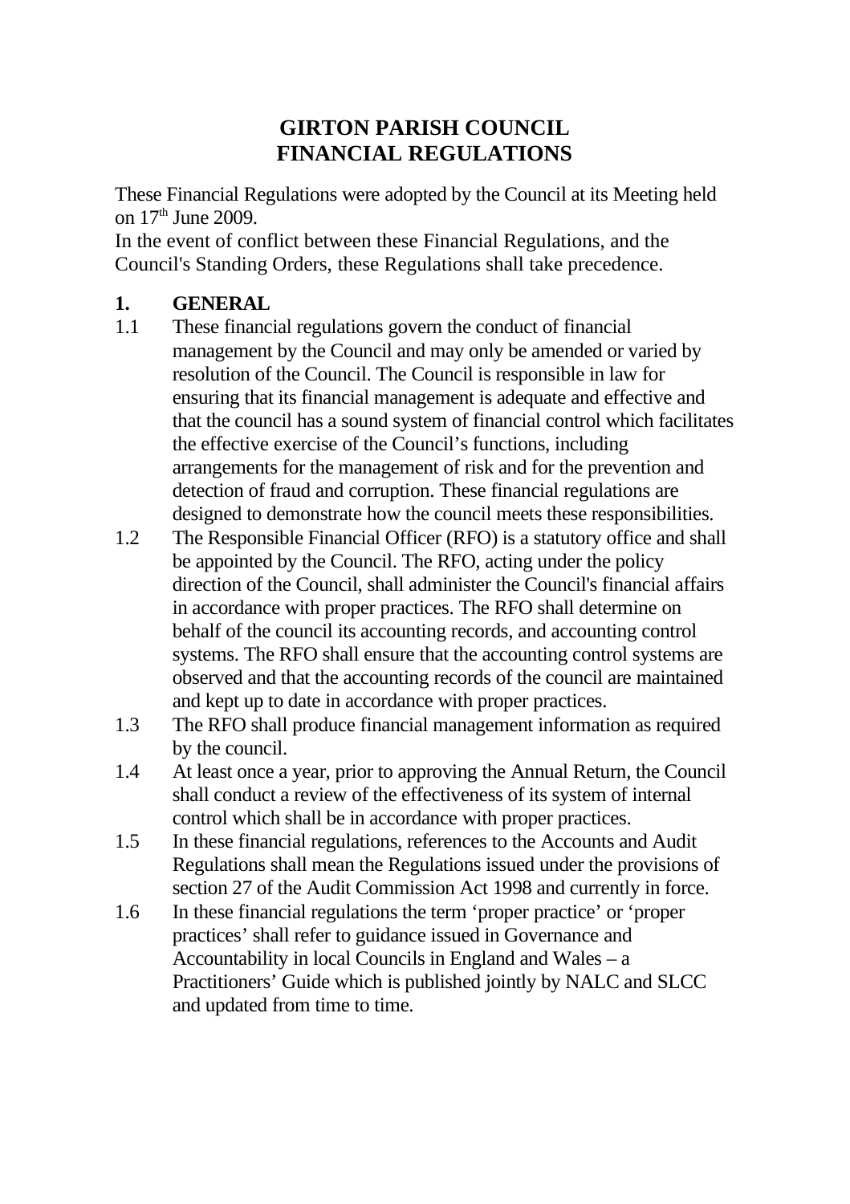# GIRTON PARISH COUNCIL
# FINANCIAL REGULATIONS

These Financial Regulations were adopted by the Council at its Meeting held on 17th June 2009.
In the event of conflict between these Financial Regulations, and the Council's Standing Orders, these Regulations shall take precedence.

## 1. GENERAL

1.1 These financial regulations govern the conduct of financial management by the Council and may only be amended or varied by resolution of the Council. The Council is responsible in law for ensuring that its financial management is adequate and effective and that the council has a sound system of financial control which facilitates the effective exercise of the Council's functions, including arrangements for the management of risk and for the prevention and detection of fraud and corruption. These financial regulations are designed to demonstrate how the council meets these responsibilities.

1.2 The Responsible Financial Officer (RFO) is a statutory office and shall be appointed by the Council. The RFO, acting under the policy direction of the Council, shall administer the Council's financial affairs in accordance with proper practices. The RFO shall determine on behalf of the council its accounting records, and accounting control systems. The RFO shall ensure that the accounting control systems are observed and that the accounting records of the council are maintained and kept up to date in accordance with proper practices.

1.3 The RFO shall produce financial management information as required by the council.

1.4 At least once a year, prior to approving the Annual Return, the Council shall conduct a review of the effectiveness of its system of internal control which shall be in accordance with proper practices.

1.5 In these financial regulations, references to the Accounts and Audit Regulations shall mean the Regulations issued under the provisions of section 27 of the Audit Commission Act 1998 and currently in force.

1.6 In these financial regulations the term 'proper practice' or 'proper practices' shall refer to guidance issued in Governance and Accountability in local Councils in England and Wales – a Practitioners' Guide which is published jointly by NALC and SLCC and updated from time to time.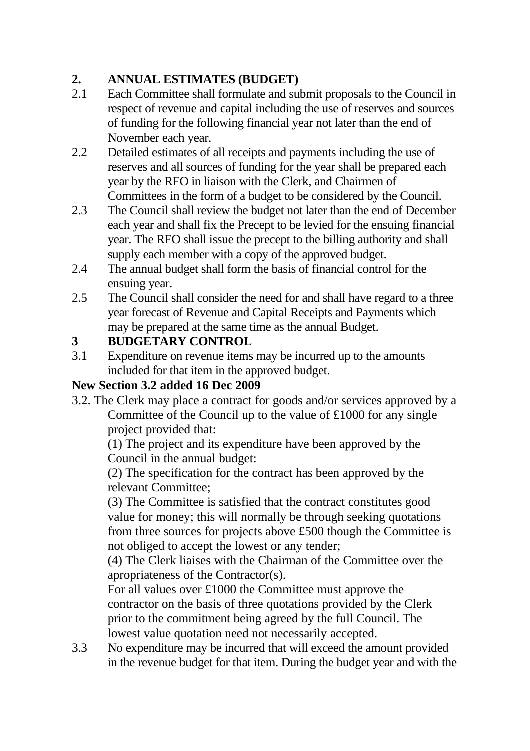## 2. ANNUAL ESTIMATES (BUDGET)

2.1 Each Committee shall formulate and submit proposals to the Council in respect of revenue and capital including the use of reserves and sources of funding for the following financial year not later than the end of November each year.

2.2 Detailed estimates of all receipts and payments including the use of reserves and all sources of funding for the year shall be prepared each year by the RFO in liaison with the Clerk, and Chairmen of Committees in the form of a budget to be considered by the Council.

2.3 The Council shall review the budget not later than the end of December each year and shall fix the Precept to be levied for the ensuing financial year. The RFO shall issue the precept to the billing authority and shall supply each member with a copy of the approved budget.

2.4 The annual budget shall form the basis of financial control for the ensuing year.

2.5 The Council shall consider the need for and shall have regard to a three year forecast of Revenue and Capital Receipts and Payments which may be prepared at the same time as the annual Budget.

## 3 BUDGETARY CONTROL

3.1 Expenditure on revenue items may be incurred up to the amounts included for that item in the approved budget.

**New Section 3.2 added 16 Dec 2009**

3.2. The Clerk may place a contract for goods and/or services approved by a Committee of the Council up to the value of £1000 for any single project provided that:

(1) The project and its expenditure have been approved by the Council in the annual budget:

(2) The specification for the contract has been approved by the relevant Committee;

(3) The Committee is satisfied that the contract constitutes good value for money; this will normally be through seeking quotations from three sources for projects above £500 though the Committee is not obliged to accept the lowest or any tender;

(4) The Clerk liaises with the Chairman of the Committee over the apropriateness of the Contractor(s).

For all values over £1000 the Committee must approve the contractor on the basis of three quotations provided by the Clerk prior to the commitment being agreed by the full Council. The lowest value quotation need not necessarily accepted.

3.3 No expenditure may be incurred that will exceed the amount provided in the revenue budget for that item. During the budget year and with the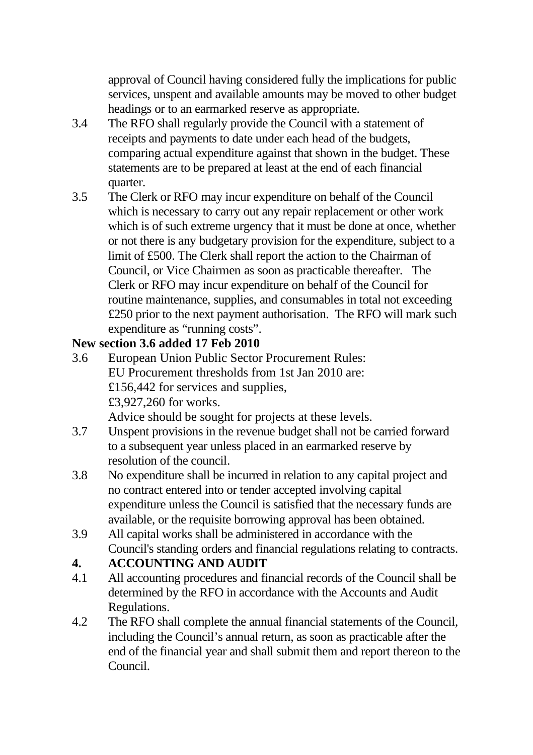approval of Council having considered fully the implications for public services, unspent and available amounts may be moved to other budget headings or to an earmarked reserve as appropriate.

3.4 The RFO shall regularly provide the Council with a statement of receipts and payments to date under each head of the budgets, comparing actual expenditure against that shown in the budget. These statements are to be prepared at least at the end of each financial quarter.

3.5 The Clerk or RFO may incur expenditure on behalf of the Council which is necessary to carry out any repair replacement or other work which is of such extreme urgency that it must be done at once, whether or not there is any budgetary provision for the expenditure, subject to a limit of £500. The Clerk shall report the action to the Chairman of Council, or Vice Chairmen as soon as practicable thereafter. The Clerk or RFO may incur expenditure on behalf of the Council for routine maintenance, supplies, and consumables in total not exceeding £250 prior to the next payment authorisation. The RFO will mark such expenditure as "running costs".

**New section 3.6 added 17 Feb 2010**

3.6 European Union Public Sector Procurement Rules:
EU Procurement thresholds from 1st Jan 2010 are:
£156,442 for services and supplies,
£3,927,260 for works.
Advice should be sought for projects at these levels.

3.7 Unspent provisions in the revenue budget shall not be carried forward to a subsequent year unless placed in an earmarked reserve by resolution of the council.

3.8 No expenditure shall be incurred in relation to any capital project and no contract entered into or tender accepted involving capital expenditure unless the Council is satisfied that the necessary funds are available, or the requisite borrowing approval has been obtained.

3.9 All capital works shall be administered in accordance with the Council's standing orders and financial regulations relating to contracts.

## 4. ACCOUNTING AND AUDIT

4.1 All accounting procedures and financial records of the Council shall be determined by the RFO in accordance with the Accounts and Audit Regulations.

4.2 The RFO shall complete the annual financial statements of the Council, including the Council's annual return, as soon as practicable after the end of the financial year and shall submit them and report thereon to the Council.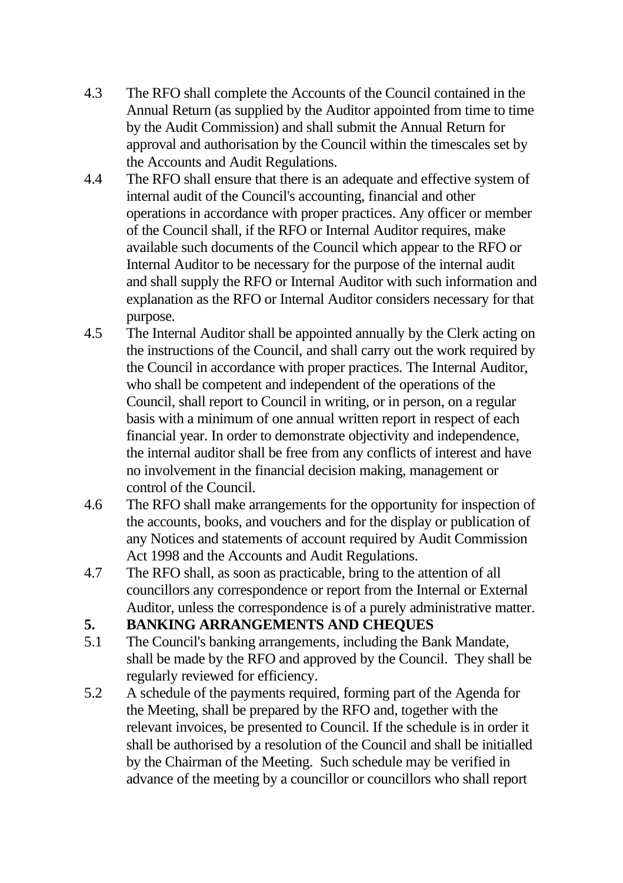4.3 The RFO shall complete the Accounts of the Council contained in the Annual Return (as supplied by the Auditor appointed from time to time by the Audit Commission) and shall submit the Annual Return for approval and authorisation by the Council within the timescales set by the Accounts and Audit Regulations.

4.4 The RFO shall ensure that there is an adequate and effective system of internal audit of the Council's accounting, financial and other operations in accordance with proper practices. Any officer or member of the Council shall, if the RFO or Internal Auditor requires, make available such documents of the Council which appear to the RFO or Internal Auditor to be necessary for the purpose of the internal audit and shall supply the RFO or Internal Auditor with such information and explanation as the RFO or Internal Auditor considers necessary for that purpose.

4.5 The Internal Auditor shall be appointed annually by the Clerk acting on the instructions of the Council, and shall carry out the work required by the Council in accordance with proper practices. The Internal Auditor, who shall be competent and independent of the operations of the Council, shall report to Council in writing, or in person, on a regular basis with a minimum of one annual written report in respect of each financial year. In order to demonstrate objectivity and independence, the internal auditor shall be free from any conflicts of interest and have no involvement in the financial decision making, management or control of the Council.

4.6 The RFO shall make arrangements for the opportunity for inspection of the accounts, books, and vouchers and for the display or publication of any Notices and statements of account required by Audit Commission Act 1998 and the Accounts and Audit Regulations.

4.7 The RFO shall, as soon as practicable, bring to the attention of all councillors any correspondence or report from the Internal or External Auditor, unless the correspondence is of a purely administrative matter.

## 5. BANKING ARRANGEMENTS AND CHEQUES

5.1 The Council's banking arrangements, including the Bank Mandate, shall be made by the RFO and approved by the Council. They shall be regularly reviewed for efficiency.

5.2 A schedule of the payments required, forming part of the Agenda for the Meeting, shall be prepared by the RFO and, together with the relevant invoices, be presented to Council. If the schedule is in order it shall be authorised by a resolution of the Council and shall be initialled by the Chairman of the Meeting. Such schedule may be verified in advance of the meeting by a councillor or councillors who shall report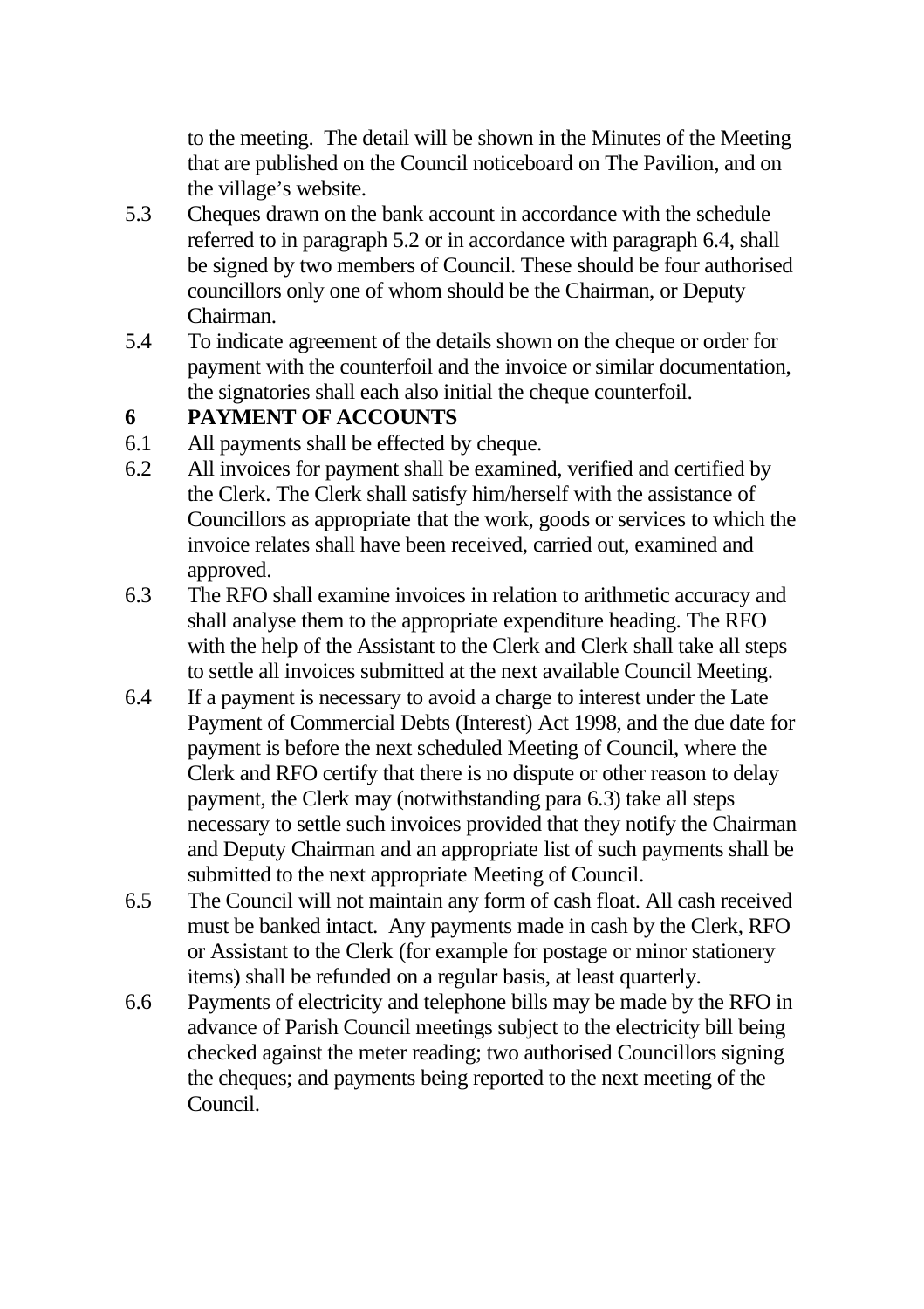to the meeting. The detail will be shown in the Minutes of the Meeting that are published on the Council noticeboard on The Pavilion, and on the village's website.

5.3 Cheques drawn on the bank account in accordance with the schedule referred to in paragraph 5.2 or in accordance with paragraph 6.4, shall be signed by two members of Council. These should be four authorised councillors only one of whom should be the Chairman, or Deputy Chairman.

5.4 To indicate agreement of the details shown on the cheque or order for payment with the counterfoil and the invoice or similar documentation, the signatories shall each also initial the cheque counterfoil.

## 6 PAYMENT OF ACCOUNTS

6.1 All payments shall be effected by cheque.

6.2 All invoices for payment shall be examined, verified and certified by the Clerk. The Clerk shall satisfy him/herself with the assistance of Councillors as appropriate that the work, goods or services to which the invoice relates shall have been received, carried out, examined and approved.

6.3 The RFO shall examine invoices in relation to arithmetic accuracy and shall analyse them to the appropriate expenditure heading. The RFO with the help of the Assistant to the Clerk and Clerk shall take all steps to settle all invoices submitted at the next available Council Meeting.

6.4 If a payment is necessary to avoid a charge to interest under the Late Payment of Commercial Debts (Interest) Act 1998, and the due date for payment is before the next scheduled Meeting of Council, where the Clerk and RFO certify that there is no dispute or other reason to delay payment, the Clerk may (notwithstanding para 6.3) take all steps necessary to settle such invoices provided that they notify the Chairman and Deputy Chairman and an appropriate list of such payments shall be submitted to the next appropriate Meeting of Council.

6.5 The Council will not maintain any form of cash float. All cash received must be banked intact. Any payments made in cash by the Clerk, RFO or Assistant to the Clerk (for example for postage or minor stationery items) shall be refunded on a regular basis, at least quarterly.

6.6 Payments of electricity and telephone bills may be made by the RFO in advance of Parish Council meetings subject to the electricity bill being checked against the meter reading; two authorised Councillors signing the cheques; and payments being reported to the next meeting of the Council.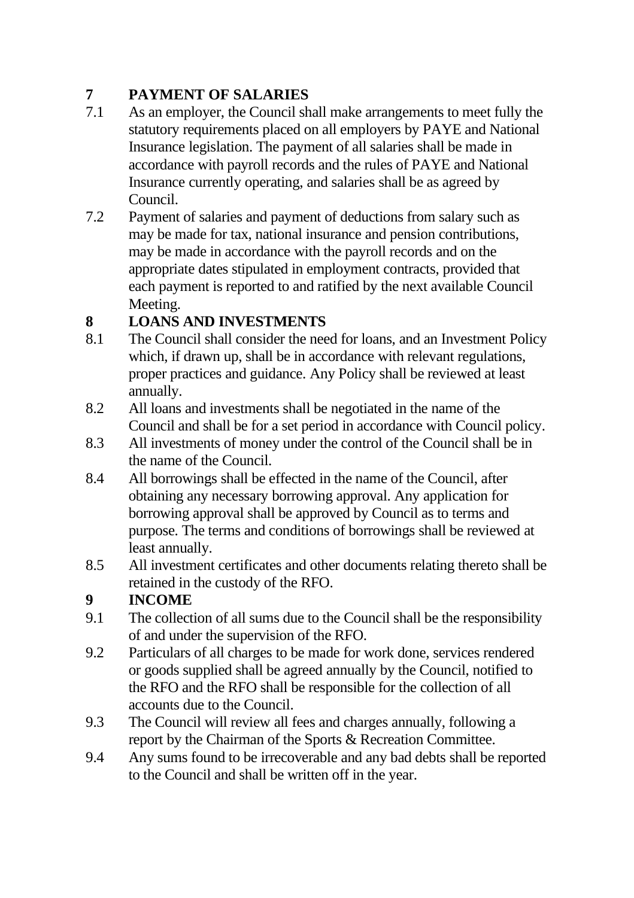## 7 PAYMENT OF SALARIES

7.1 As an employer, the Council shall make arrangements to meet fully the statutory requirements placed on all employers by PAYE and National Insurance legislation. The payment of all salaries shall be made in accordance with payroll records and the rules of PAYE and National Insurance currently operating, and salaries shall be as agreed by Council.

7.2 Payment of salaries and payment of deductions from salary such as may be made for tax, national insurance and pension contributions, may be made in accordance with the payroll records and on the appropriate dates stipulated in employment contracts, provided that each payment is reported to and ratified by the next available Council Meeting.

## 8 LOANS AND INVESTMENTS

8.1 The Council shall consider the need for loans, and an Investment Policy which, if drawn up, shall be in accordance with relevant regulations, proper practices and guidance. Any Policy shall be reviewed at least annually.

8.2 All loans and investments shall be negotiated in the name of the Council and shall be for a set period in accordance with Council policy.

8.3 All investments of money under the control of the Council shall be in the name of the Council.

8.4 All borrowings shall be effected in the name of the Council, after obtaining any necessary borrowing approval. Any application for borrowing approval shall be approved by Council as to terms and purpose. The terms and conditions of borrowings shall be reviewed at least annually.

8.5 All investment certificates and other documents relating thereto shall be retained in the custody of the RFO.

## 9 INCOME

9.1 The collection of all sums due to the Council shall be the responsibility of and under the supervision of the RFO.

9.2 Particulars of all charges to be made for work done, services rendered or goods supplied shall be agreed annually by the Council, notified to the RFO and the RFO shall be responsible for the collection of all accounts due to the Council.

9.3 The Council will review all fees and charges annually, following a report by the Chairman of the Sports & Recreation Committee.

9.4 Any sums found to be irrecoverable and any bad debts shall be reported to the Council and shall be written off in the year.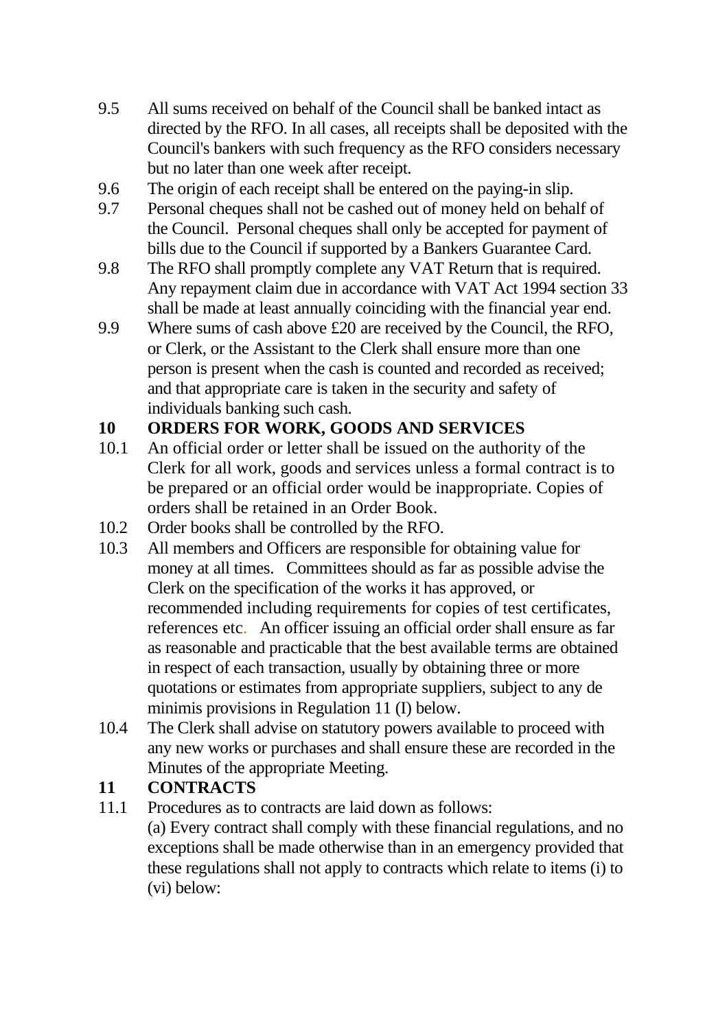9.5 All sums received on behalf of the Council shall be banked intact as directed by the RFO. In all cases, all receipts shall be deposited with the Council's bankers with such frequency as the RFO considers necessary but no later than one week after receipt.

9.6 The origin of each receipt shall be entered on the paying-in slip.

9.7 Personal cheques shall not be cashed out of money held on behalf of the Council. Personal cheques shall only be accepted for payment of bills due to the Council if supported by a Bankers Guarantee Card.

9.8 The RFO shall promptly complete any VAT Return that is required. Any repayment claim due in accordance with VAT Act 1994 section 33 shall be made at least annually coinciding with the financial year end.

9.9 Where sums of cash above £20 are received by the Council, the RFO, or Clerk, or the Assistant to the Clerk shall ensure more than one person is present when the cash is counted and recorded as received; and that appropriate care is taken in the security and safety of individuals banking such cash.

## 10 ORDERS FOR WORK, GOODS AND SERVICES

10.1 An official order or letter shall be issued on the authority of the Clerk for all work, goods and services unless a formal contract is to be prepared or an official order would be inappropriate. Copies of orders shall be retained in an Order Book.

10.2 Order books shall be controlled by the RFO.

10.3 All members and Officers are responsible for obtaining value for money at all times. Committees should as far as possible advise the Clerk on the specification of the works it has approved, or recommended including requirements for copies of test certificates, references etc. An officer issuing an official order shall ensure as far as reasonable and practicable that the best available terms are obtained in respect of each transaction, usually by obtaining three or more quotations or estimates from appropriate suppliers, subject to any de minimis provisions in Regulation 11 (I) below.

10.4 The Clerk shall advise on statutory powers available to proceed with any new works or purchases and shall ensure these are recorded in the Minutes of the appropriate Meeting.

## 11 CONTRACTS

11.1 Procedures as to contracts are laid down as follows:

(a) Every contract shall comply with these financial regulations, and no exceptions shall be made otherwise than in an emergency provided that these regulations shall not apply to contracts which relate to items (i) to (vi) below: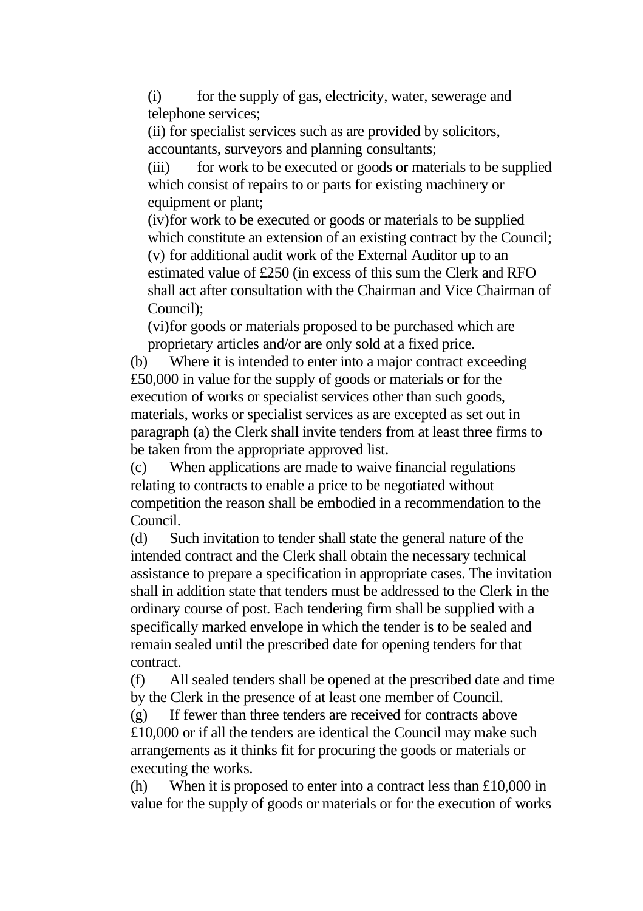(i) for the supply of gas, electricity, water, sewerage and telephone services;

(ii) for specialist services such as are provided by solicitors, accountants, surveyors and planning consultants;

(iii) for work to be executed or goods or materials to be supplied which consist of repairs to or parts for existing machinery or equipment or plant;

(iv) for work to be executed or goods or materials to be supplied which constitute an extension of an existing contract by the Council;

(v) for additional audit work of the External Auditor up to an estimated value of £250 (in excess of this sum the Clerk and RFO shall act after consultation with the Chairman and Vice Chairman of Council);

(vi) for goods or materials proposed to be purchased which are proprietary articles and/or are only sold at a fixed price.

(b) Where it is intended to enter into a major contract exceeding £50,000 in value for the supply of goods or materials or for the execution of works or specialist services other than such goods, materials, works or specialist services as are excepted as set out in paragraph (a) the Clerk shall invite tenders from at least three firms to be taken from the appropriate approved list.

(c) When applications are made to waive financial regulations relating to contracts to enable a price to be negotiated without competition the reason shall be embodied in a recommendation to the Council.

(d) Such invitation to tender shall state the general nature of the intended contract and the Clerk shall obtain the necessary technical assistance to prepare a specification in appropriate cases. The invitation shall in addition state that tenders must be addressed to the Clerk in the ordinary course of post. Each tendering firm shall be supplied with a specifically marked envelope in which the tender is to be sealed and remain sealed until the prescribed date for opening tenders for that contract.

(f) All sealed tenders shall be opened at the prescribed date and time by the Clerk in the presence of at least one member of Council.

(g) If fewer than three tenders are received for contracts above £10,000 or if all the tenders are identical the Council may make such arrangements as it thinks fit for procuring the goods or materials or executing the works.

(h) When it is proposed to enter into a contract less than £10,000 in value for the supply of goods or materials or for the execution of works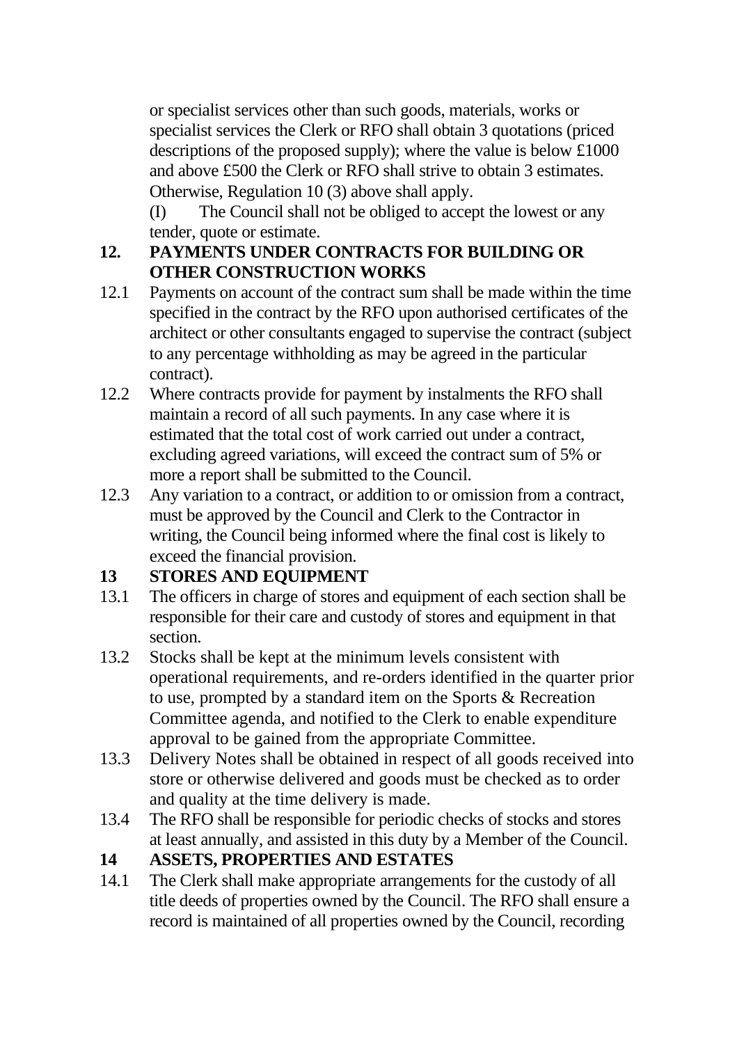or specialist services other than such goods, materials, works or specialist services the Clerk or RFO shall obtain 3 quotations (priced descriptions of the proposed supply); where the value is below £1000 and above £500 the Clerk or RFO shall strive to obtain 3 estimates. Otherwise, Regulation 10 (3) above shall apply.

(I) The Council shall not be obliged to accept the lowest or any tender, quote or estimate.

## 12. PAYMENTS UNDER CONTRACTS FOR BUILDING OR OTHER CONSTRUCTION WORKS

12.1 Payments on account of the contract sum shall be made within the time specified in the contract by the RFO upon authorised certificates of the architect or other consultants engaged to supervise the contract (subject to any percentage withholding as may be agreed in the particular contract).

12.2 Where contracts provide for payment by instalments the RFO shall maintain a record of all such payments. In any case where it is estimated that the total cost of work carried out under a contract, excluding agreed variations, will exceed the contract sum of 5% or more a report shall be submitted to the Council.

12.3 Any variation to a contract, or addition to or omission from a contract, must be approved by the Council and Clerk to the Contractor in writing, the Council being informed where the final cost is likely to exceed the financial provision.

## 13 STORES AND EQUIPMENT

13.1 The officers in charge of stores and equipment of each section shall be responsible for their care and custody of stores and equipment in that section.

13.2 Stocks shall be kept at the minimum levels consistent with operational requirements, and re-orders identified in the quarter prior to use, prompted by a standard item on the Sports & Recreation Committee agenda, and notified to the Clerk to enable expenditure approval to be gained from the appropriate Committee.

13.3 Delivery Notes shall be obtained in respect of all goods received into store or otherwise delivered and goods must be checked as to order and quality at the time delivery is made.

13.4 The RFO shall be responsible for periodic checks of stocks and stores at least annually, and assisted in this duty by a Member of the Council.

## 14 ASSETS, PROPERTIES AND ESTATES

14.1 The Clerk shall make appropriate arrangements for the custody of all title deeds of properties owned by the Council. The RFO shall ensure a record is maintained of all properties owned by the Council, recording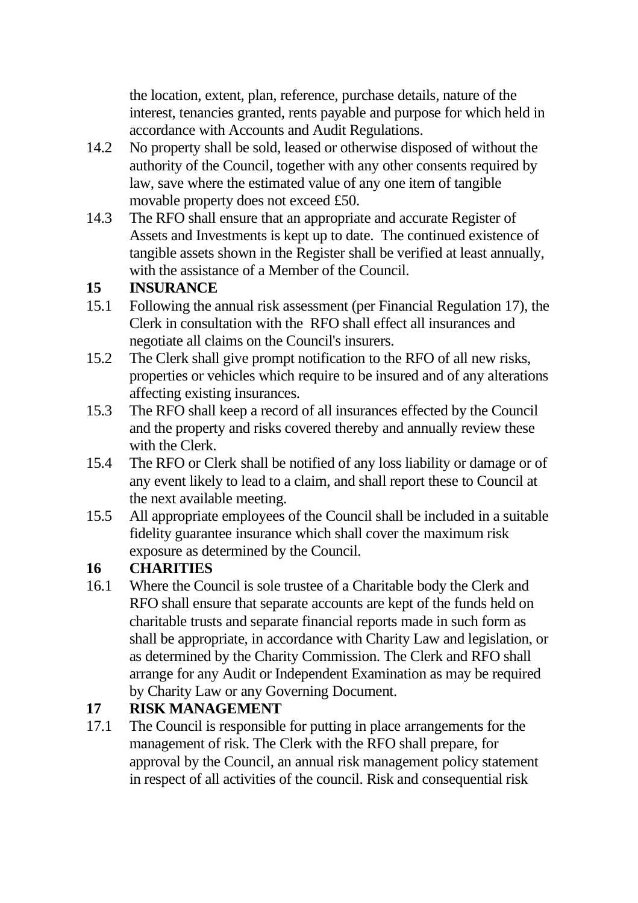the location, extent, plan, reference, purchase details, nature of the interest, tenancies granted, rents payable and purpose for which held in accordance with Accounts and Audit Regulations.

14.2 No property shall be sold, leased or otherwise disposed of without the authority of the Council, together with any other consents required by law, save where the estimated value of any one item of tangible movable property does not exceed £50.

14.3 The RFO shall ensure that an appropriate and accurate Register of Assets and Investments is kept up to date. The continued existence of tangible assets shown in the Register shall be verified at least annually, with the assistance of a Member of the Council.

## 15 INSURANCE

15.1 Following the annual risk assessment (per Financial Regulation 17), the Clerk in consultation with the RFO shall effect all insurances and negotiate all claims on the Council's insurers.

15.2 The Clerk shall give prompt notification to the RFO of all new risks, properties or vehicles which require to be insured and of any alterations affecting existing insurances.

15.3 The RFO shall keep a record of all insurances effected by the Council and the property and risks covered thereby and annually review these with the Clerk.

15.4 The RFO or Clerk shall be notified of any loss liability or damage or of any event likely to lead to a claim, and shall report these to Council at the next available meeting.

15.5 All appropriate employees of the Council shall be included in a suitable fidelity guarantee insurance which shall cover the maximum risk exposure as determined by the Council.

## 16 CHARITIES

16.1 Where the Council is sole trustee of a Charitable body the Clerk and RFO shall ensure that separate accounts are kept of the funds held on charitable trusts and separate financial reports made in such form as shall be appropriate, in accordance with Charity Law and legislation, or as determined by the Charity Commission. The Clerk and RFO shall arrange for any Audit or Independent Examination as may be required by Charity Law or any Governing Document.

## 17 RISK MANAGEMENT

17.1 The Council is responsible for putting in place arrangements for the management of risk. The Clerk with the RFO shall prepare, for approval by the Council, an annual risk management policy statement in respect of all activities of the council. Risk and consequential risk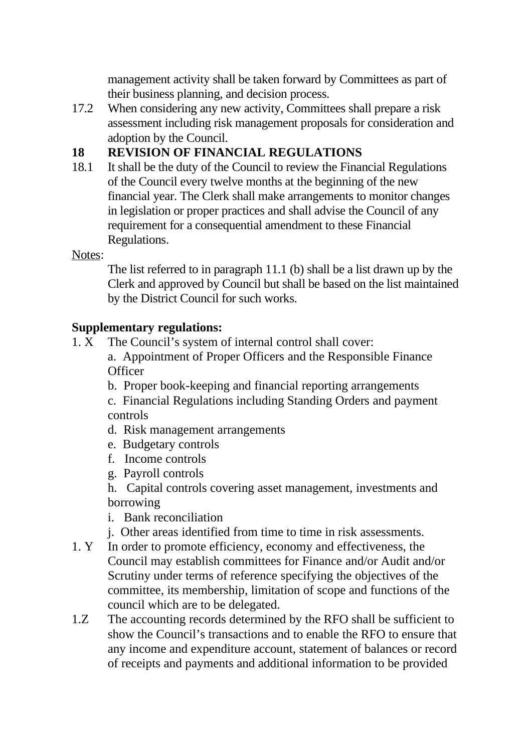management activity shall be taken forward by Committees as part of their business planning, and decision process.

17.2 When considering any new activity, Committees shall prepare a risk assessment including risk management proposals for consideration and adoption by the Council.

## 18 REVISION OF FINANCIAL REGULATIONS

18.1 It shall be the duty of the Council to review the Financial Regulations of the Council every twelve months at the beginning of the new financial year. The Clerk shall make arrangements to monitor changes in legislation or proper practices and shall advise the Council of any requirement for a consequential amendment to these Financial Regulations.

Notes:

The list referred to in paragraph 11.1 (b) shall be a list drawn up by the Clerk and approved by Council but shall be based on the list maintained by the District Council for such works.

**Supplementary regulations:**

1. X The Council's system of internal control shall cover:

    a. Appointment of Proper Officers and the Responsible Finance Officer

    b. Proper book-keeping and financial reporting arrangements

    c. Financial Regulations including Standing Orders and payment controls

    d. Risk management arrangements

    e. Budgetary controls

    f. Income controls

    g. Payroll controls

    h. Capital controls covering asset management, investments and borrowing

    i. Bank reconciliation

    j. Other areas identified from time to time in risk assessments.

1. Y In order to promote efficiency, economy and effectiveness, the Council may establish committees for Finance and/or Audit and/or Scrutiny under terms of reference specifying the objectives of the committee, its membership, limitation of scope and functions of the council which are to be delegated.

1.Z The accounting records determined by the RFO shall be sufficient to show the Council's transactions and to enable the RFO to ensure that any income and expenditure account, statement of balances or record of receipts and payments and additional information to be provided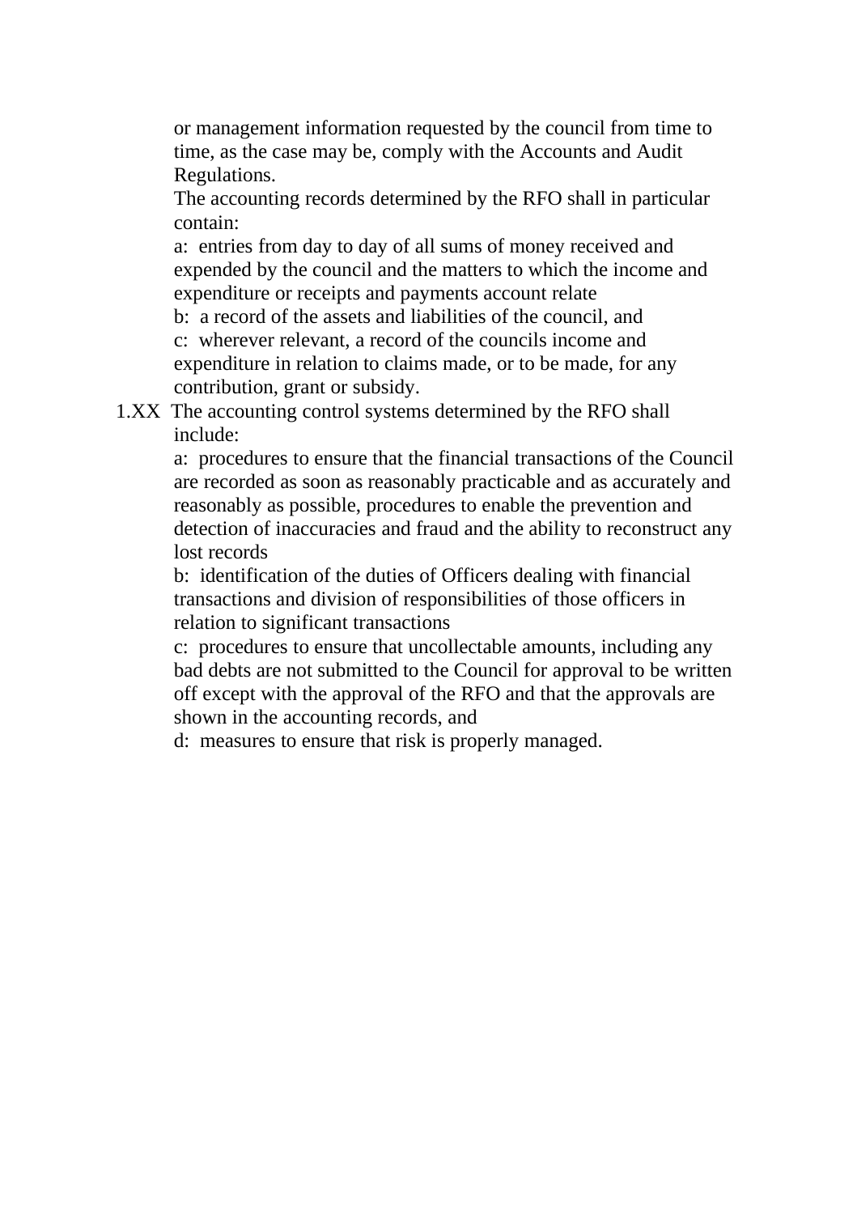or management information requested by the council from time to time, as the case may be, comply with the Accounts and Audit Regulations.

The accounting records determined by the RFO shall in particular contain:

a:  entries from day to day of all sums of money received and expended by the council and the matters to which the income and expenditure or receipts and payments account relate

b:  a record of the assets and liabilities of the council, and

c:  wherever relevant, a record of the councils income and expenditure in relation to claims made, or to be made, for any contribution, grant or subsidy.

1.XX  The accounting control systems determined by the RFO shall include:

a:  procedures to ensure that the financial transactions of the Council are recorded as soon as reasonably practicable and as accurately and reasonably as possible, procedures to enable the prevention and detection of inaccuracies and fraud and the ability to reconstruct any lost records

b:  identification of the duties of Officers dealing with financial transactions and division of responsibilities of those officers in relation to significant transactions

c:  procedures to ensure that uncollectable amounts, including any bad debts are not submitted to the Council for approval to be written off except with the approval of the RFO and that the approvals are shown in the accounting records, and

d:  measures to ensure that risk is properly managed.